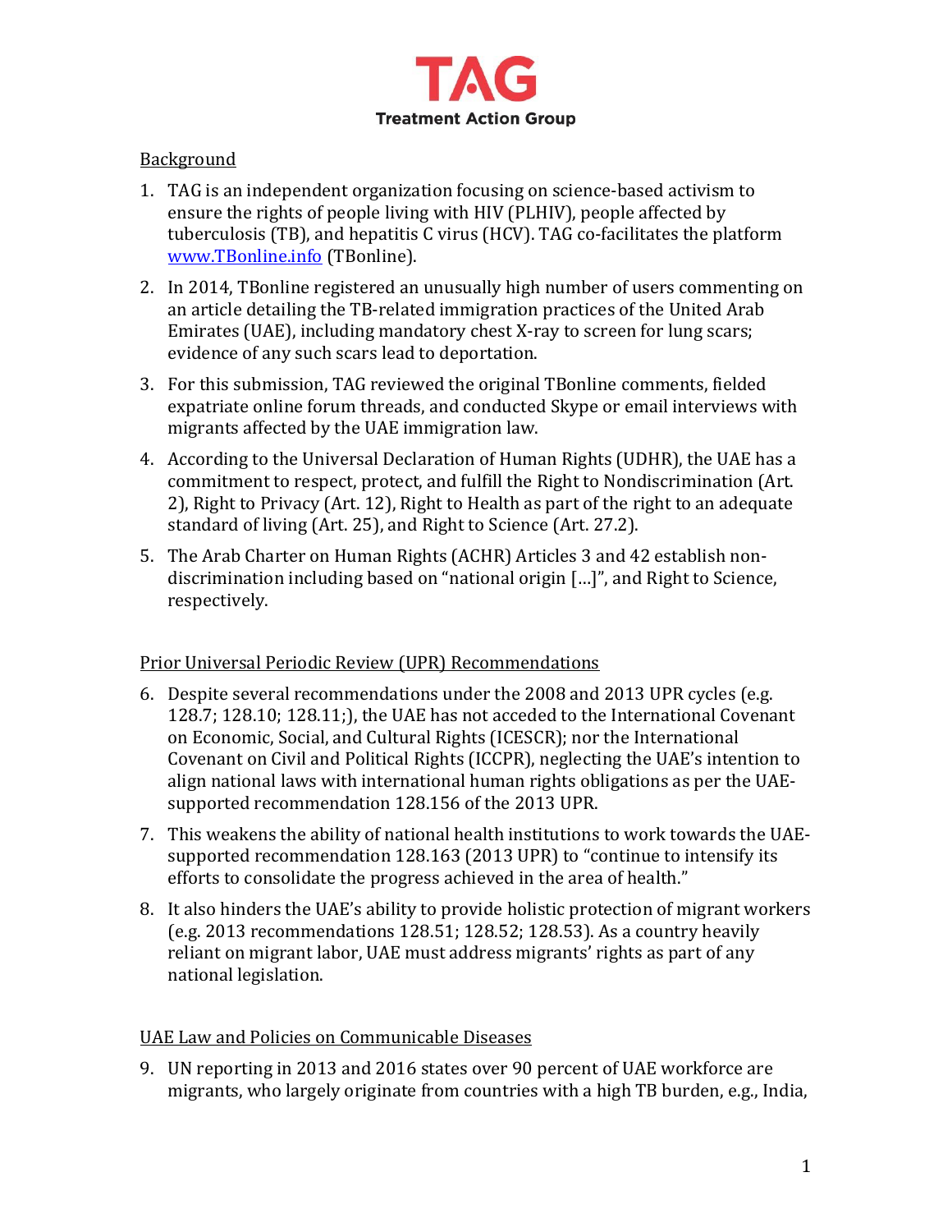**TAG**
**Treatment Action Group**

## Background

1. TAG is an independent organization focusing on science-based activism to ensure the rights of people living with HIV (PLHIV), people affected by tuberculosis (TB), and hepatitis C virus (HCV). TAG co-facilitates the platform www.TBonline.info (TBonline).

2. In 2014, TBonline registered an unusually high number of users commenting on an article detailing the TB-related immigration practices of the United Arab Emirates (UAE), including mandatory chest X-ray to screen for lung scars; evidence of any such scars lead to deportation.

3. For this submission, TAG reviewed the original TBonline comments, fielded expatriate online forum threads, and conducted Skype or email interviews with migrants affected by the UAE immigration law.

4. According to the Universal Declaration of Human Rights (UDHR), the UAE has a commitment to respect, protect, and fulfill the Right to Nondiscrimination (Art. 2), Right to Privacy (Art. 12), Right to Health as part of the right to an adequate standard of living (Art. 25), and Right to Science (Art. 27.2).

5. The Arab Charter on Human Rights (ACHR) Articles 3 and 42 establish non-discrimination including based on "national origin […]", and Right to Science, respectively.

## Prior Universal Periodic Review (UPR) Recommendations

6. Despite several recommendations under the 2008 and 2013 UPR cycles (e.g. 128.7; 128.10; 128.11;), the UAE has not acceded to the International Covenant on Economic, Social, and Cultural Rights (ICESCR); nor the International Covenant on Civil and Political Rights (ICCPR), neglecting the UAE's intention to align national laws with international human rights obligations as per the UAE-supported recommendation 128.156 of the 2013 UPR.

7. This weakens the ability of national health institutions to work towards the UAE-supported recommendation 128.163 (2013 UPR) to "continue to intensify its efforts to consolidate the progress achieved in the area of health."

8. It also hinders the UAE's ability to provide holistic protection of migrant workers (e.g. 2013 recommendations 128.51; 128.52; 128.53). As a country heavily reliant on migrant labor, UAE must address migrants' rights as part of any national legislation.

## UAE Law and Policies on Communicable Diseases

9. UN reporting in 2013 and 2016 states over 90 percent of UAE workforce are migrants, who largely originate from countries with a high TB burden, e.g., India,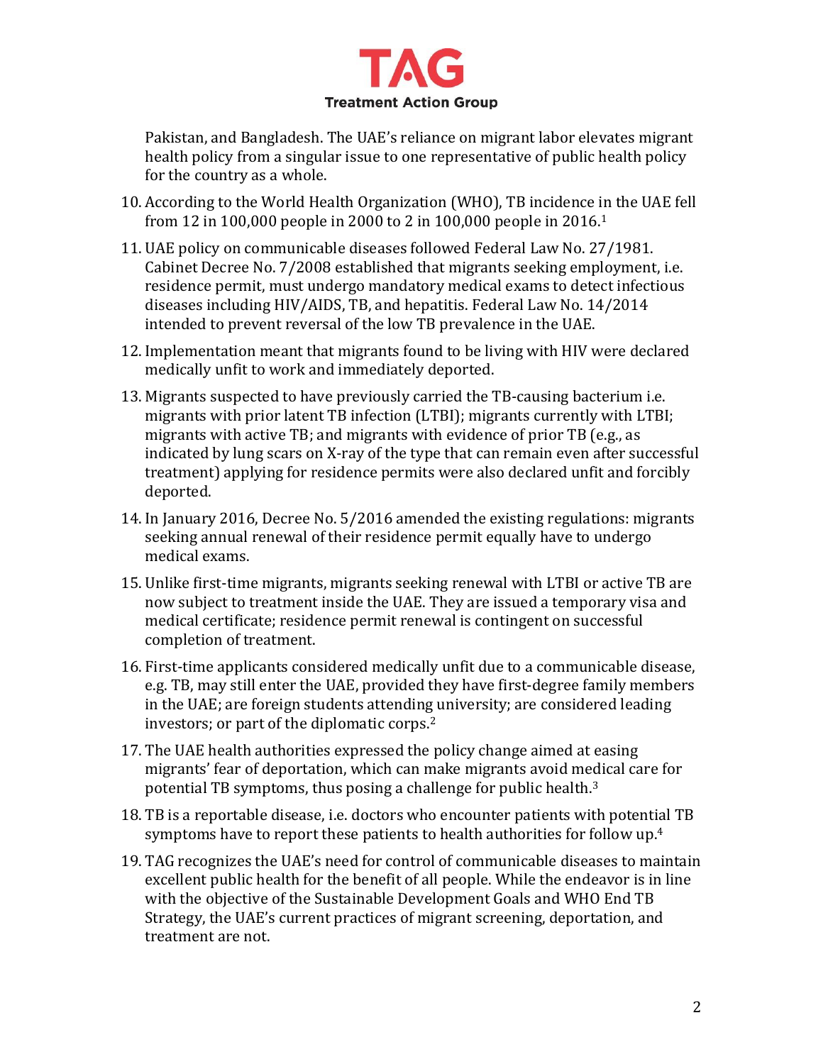Pakistan, and Bangladesh. The UAE's reliance on migrant labor elevates migrant health policy from a singular issue to one representative of public health policy for the country as a whole.

10. According to the World Health Organization (WHO), TB incidence in the UAE fell from 12 in 100,000 people in 2000 to 2 in 100,000 people in 2016.[1]
11. UAE policy on communicable diseases followed Federal Law No. 27/1981. Cabinet Decree No. 7/2008 established that migrants seeking employment, i.e. residence permit, must undergo mandatory medical exams to detect infectious diseases including HIV/AIDS, TB, and hepatitis. Federal Law No. 14/2014 intended to prevent reversal of the low TB prevalence in the UAE.
12. Implementation meant that migrants found to be living with HIV were declared medically unfit to work and immediately deported.
13. Migrants suspected to have previously carried the TB-causing bacterium i.e. migrants with prior latent TB infection (LTBI); migrants currently with LTBI; migrants with active TB; and migrants with evidence of prior TB (e.g., as indicated by lung scars on X-ray of the type that can remain even after successful treatment) applying for residence permits were also declared unfit and forcibly deported.
14. In January 2016, Decree No. 5/2016 amended the existing regulations: migrants seeking annual renewal of their residence permit equally have to undergo medical exams.
15. Unlike first-time migrants, migrants seeking renewal with LTBI or active TB are now subject to treatment inside the UAE. They are issued a temporary visa and medical certificate; residence permit renewal is contingent on successful completion of treatment.
16. First-time applicants considered medically unfit due to a communicable disease, e.g. TB, may still enter the UAE, provided they have first-degree family members in the UAE; are foreign students attending university; are considered leading investors; or part of the diplomatic corps.[2]
17. The UAE health authorities expressed the policy change aimed at easing migrants' fear of deportation, which can make migrants avoid medical care for potential TB symptoms, thus posing a challenge for public health.[3]
18. TB is a reportable disease, i.e. doctors who encounter patients with potential TB symptoms have to report these patients to health authorities for follow up.[4]
19. TAG recognizes the UAE's need for control of communicable diseases to maintain excellent public health for the benefit of all people. While the endeavor is in line with the objective of the Sustainable Development Goals and WHO End TB Strategy, the UAE's current practices of migrant screening, deportation, and treatment are not.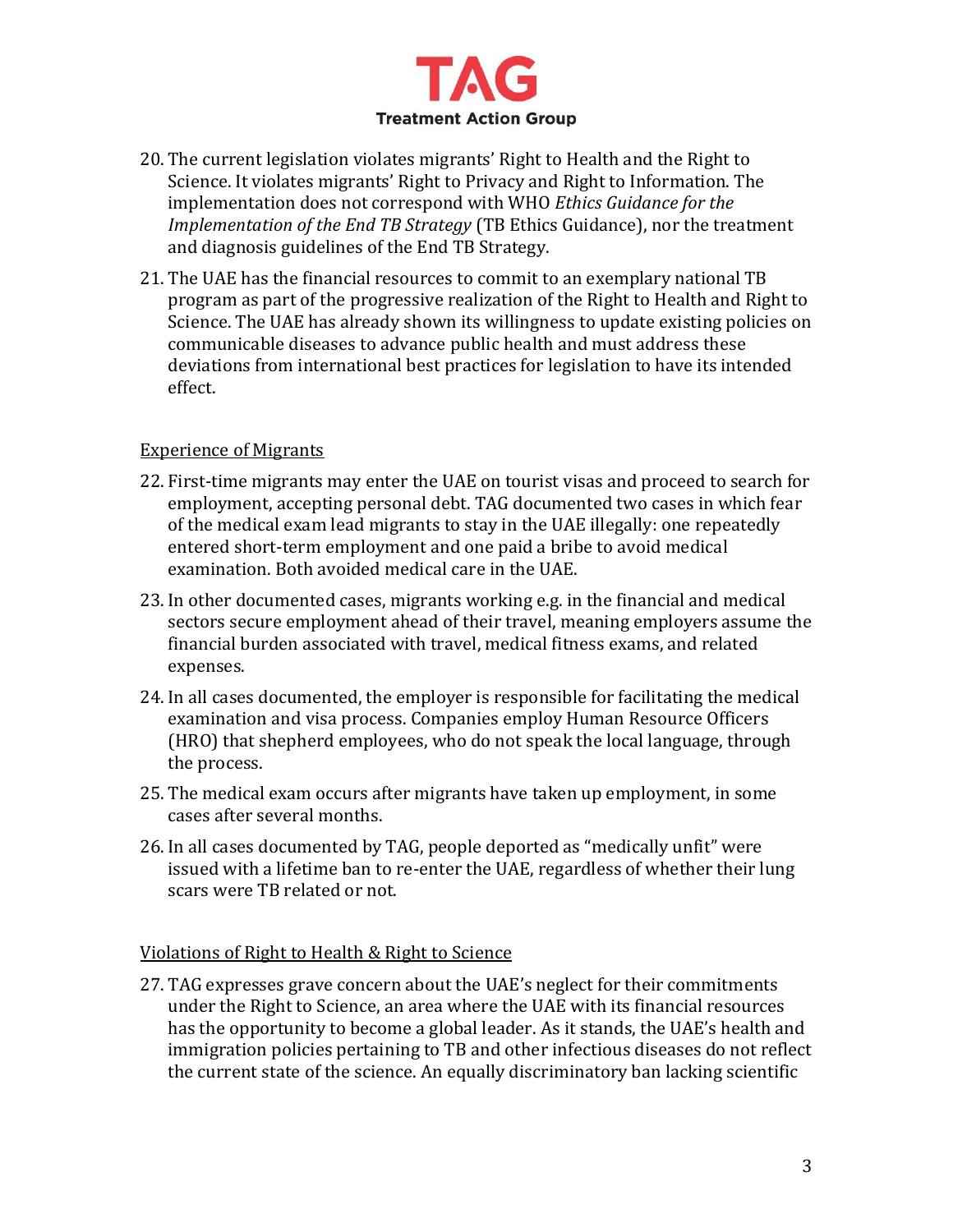20. The current legislation violates migrants' Right to Health and the Right to Science. It violates migrants' Right to Privacy and Right to Information. The implementation does not correspond with WHO *Ethics Guidance for the Implementation of the End TB Strategy* (TB Ethics Guidance), nor the treatment and diagnosis guidelines of the End TB Strategy.
21. The UAE has the financial resources to commit to an exemplary national TB program as part of the progressive realization of the Right to Health and Right to Science. The UAE has already shown its willingness to update existing policies on communicable diseases to advance public health and must address these deviations from international best practices for legislation to have its intended effect.

Experience of Migrants

22. First-time migrants may enter the UAE on tourist visas and proceed to search for employment, accepting personal debt. TAG documented two cases in which fear of the medical exam lead migrants to stay in the UAE illegally: one repeatedly entered short-term employment and one paid a bribe to avoid medical examination. Both avoided medical care in the UAE.
23. In other documented cases, migrants working e.g. in the financial and medical sectors secure employment ahead of their travel, meaning employers assume the financial burden associated with travel, medical fitness exams, and related expenses.
24. In all cases documented, the employer is responsible for facilitating the medical examination and visa process. Companies employ Human Resource Officers (HRO) that shepherd employees, who do not speak the local language, through the process.
25. The medical exam occurs after migrants have taken up employment, in some cases after several months.
26. In all cases documented by TAG, people deported as "medically unfit" were issued with a lifetime ban to re-enter the UAE, regardless of whether their lung scars were TB related or not.

Violations of Right to Health & Right to Science

27. TAG expresses grave concern about the UAE's neglect for their commitments under the Right to Science, an area where the UAE with its financial resources has the opportunity to become a global leader. As it stands, the UAE's health and immigration policies pertaining to TB and other infectious diseases do not reflect the current state of the science. An equally discriminatory ban lacking scientific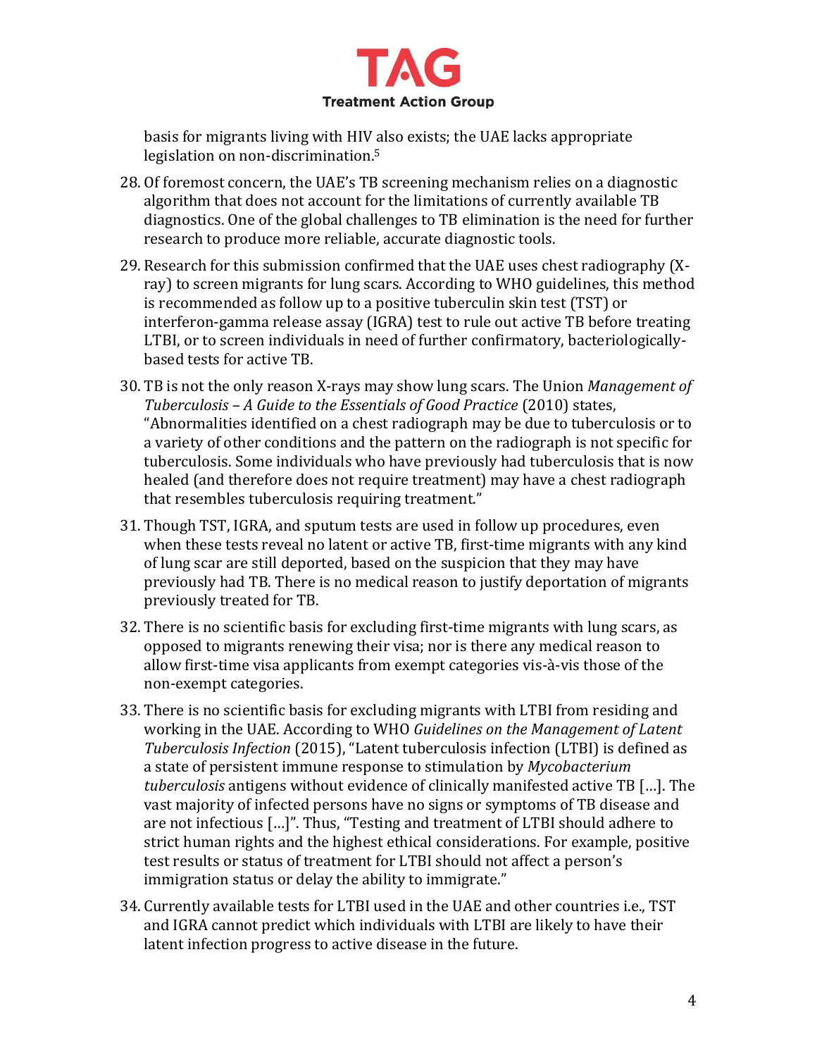basis for migrants living with HIV also exists; the UAE lacks appropriate legislation on non-discrimination.[5]

28. Of foremost concern, the UAE's TB screening mechanism relies on a diagnostic algorithm that does not account for the limitations of currently available TB diagnostics. One of the global challenges to TB elimination is the need for further research to produce more reliable, accurate diagnostic tools.

29. Research for this submission confirmed that the UAE uses chest radiography (X-ray) to screen migrants for lung scars. According to WHO guidelines, this method is recommended as follow up to a positive tuberculin skin test (TST) or interferon-gamma release assay (IGRA) test to rule out active TB before treating LTBI, or to screen individuals in need of further confirmatory, bacteriologically-based tests for active TB.

30. TB is not the only reason X-rays may show lung scars. The Union *Management of Tuberculosis – A Guide to the Essentials of Good Practice* (2010) states, "Abnormalities identified on a chest radiograph may be due to tuberculosis or to a variety of other conditions and the pattern on the radiograph is not specific for tuberculosis. Some individuals who have previously had tuberculosis that is now healed (and therefore does not require treatment) may have a chest radiograph that resembles tuberculosis requiring treatment."

31. Though TST, IGRA, and sputum tests are used in follow up procedures, even when these tests reveal no latent or active TB, first-time migrants with any kind of lung scar are still deported, based on the suspicion that they may have previously had TB. There is no medical reason to justify deportation of migrants previously treated for TB.

32. There is no scientific basis for excluding first-time migrants with lung scars, as opposed to migrants renewing their visa; nor is there any medical reason to allow first-time visa applicants from exempt categories vis-à-vis those of the non-exempt categories.

33. There is no scientific basis for excluding migrants with LTBI from residing and working in the UAE. According to WHO *Guidelines on the Management of Latent Tuberculosis Infection* (2015), "Latent tuberculosis infection (LTBI) is defined as a state of persistent immune response to stimulation by *Mycobacterium tuberculosis* antigens without evidence of clinically manifested active TB […]. The vast majority of infected persons have no signs or symptoms of TB disease and are not infectious […]". Thus, "Testing and treatment of LTBI should adhere to strict human rights and the highest ethical considerations. For example, positive test results or status of treatment for LTBI should not affect a person's immigration status or delay the ability to immigrate."

34. Currently available tests for LTBI used in the UAE and other countries i.e., TST and IGRA cannot predict which individuals with LTBI are likely to have their latent infection progress to active disease in the future.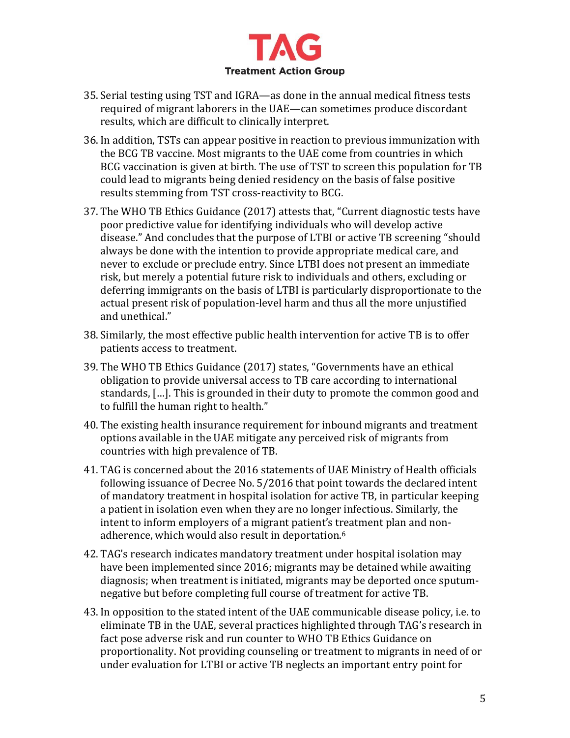35. Serial testing using TST and IGRA—as done in the annual medical fitness tests required of migrant laborers in the UAE—can sometimes produce discordant results, which are difficult to clinically interpret.

36. In addition, TSTs can appear positive in reaction to previous immunization with the BCG TB vaccine. Most migrants to the UAE come from countries in which BCG vaccination is given at birth. The use of TST to screen this population for TB could lead to migrants being denied residency on the basis of false positive results stemming from TST cross-reactivity to BCG.

37. The WHO TB Ethics Guidance (2017) attests that, "Current diagnostic tests have poor predictive value for identifying individuals who will develop active disease." And concludes that the purpose of LTBI or active TB screening "should always be done with the intention to provide appropriate medical care, and never to exclude or preclude entry. Since LTBI does not present an immediate risk, but merely a potential future risk to individuals and others, excluding or deferring immigrants on the basis of LTBI is particularly disproportionate to the actual present risk of population-level harm and thus all the more unjustified and unethical."

38. Similarly, the most effective public health intervention for active TB is to offer patients access to treatment.

39. The WHO TB Ethics Guidance (2017) states, "Governments have an ethical obligation to provide universal access to TB care according to international standards, […]. This is grounded in their duty to promote the common good and to fulfill the human right to health."

40. The existing health insurance requirement for inbound migrants and treatment options available in the UAE mitigate any perceived risk of migrants from countries with high prevalence of TB.

41. TAG is concerned about the 2016 statements of UAE Ministry of Health officials following issuance of Decree No. 5/2016 that point towards the declared intent of mandatory treatment in hospital isolation for active TB, in particular keeping a patient in isolation even when they are no longer infectious. Similarly, the intent to inform employers of a migrant patient's treatment plan and non-adherence, which would also result in deportation.[6]

42. TAG's research indicates mandatory treatment under hospital isolation may have been implemented since 2016; migrants may be detained while awaiting diagnosis; when treatment is initiated, migrants may be deported once sputum-negative but before completing full course of treatment for active TB.

43. In opposition to the stated intent of the UAE communicable disease policy, i.e. to eliminate TB in the UAE, several practices highlighted through TAG's research in fact pose adverse risk and run counter to WHO TB Ethics Guidance on proportionality. Not providing counseling or treatment to migrants in need of or under evaluation for LTBI or active TB neglects an important entry point for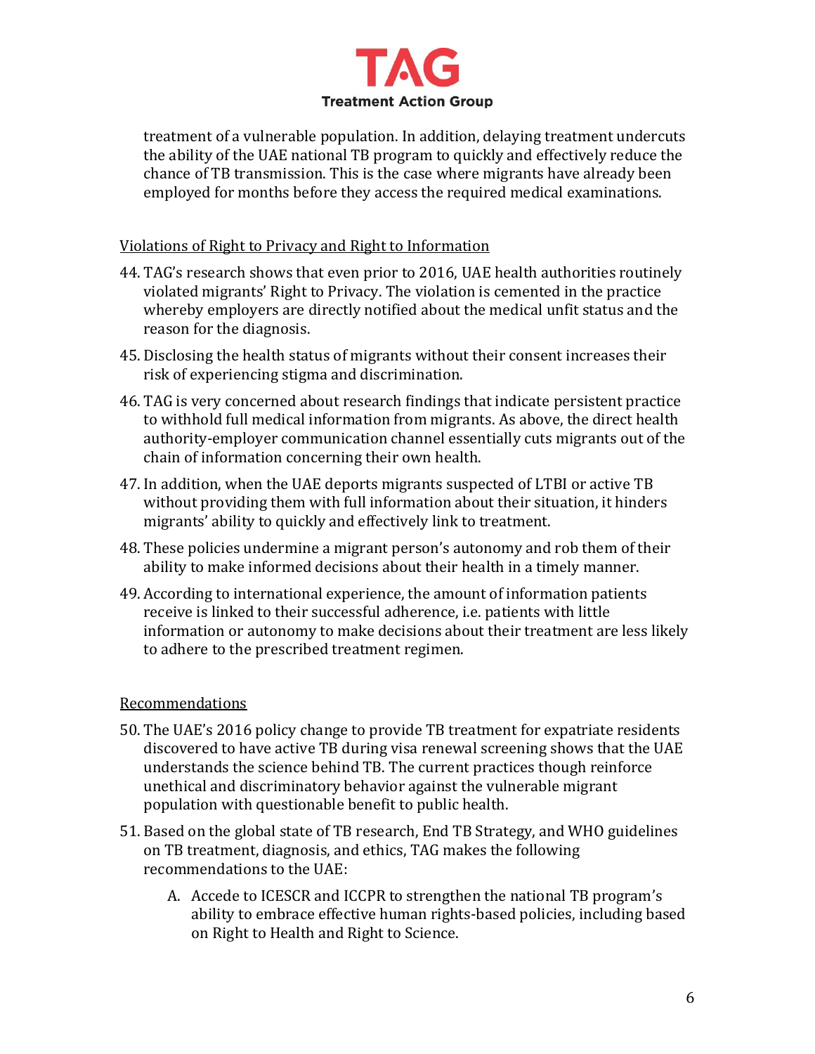treatment of a vulnerable population. In addition, delaying treatment undercuts the ability of the UAE national TB program to quickly and effectively reduce the chance of TB transmission. This is the case where migrants have already been employed for months before they access the required medical examinations.

### Violations of Right to Privacy and Right to Information

44. TAG's research shows that even prior to 2016, UAE health authorities routinely violated migrants' Right to Privacy. The violation is cemented in the practice whereby employers are directly notified about the medical unfit status and the reason for the diagnosis.
45. Disclosing the health status of migrants without their consent increases their risk of experiencing stigma and discrimination.
46. TAG is very concerned about research findings that indicate persistent practice to withhold full medical information from migrants. As above, the direct health authority-employer communication channel essentially cuts migrants out of the chain of information concerning their own health.
47. In addition, when the UAE deports migrants suspected of LTBI or active TB without providing them with full information about their situation, it hinders migrants' ability to quickly and effectively link to treatment.
48. These policies undermine a migrant person's autonomy and rob them of their ability to make informed decisions about their health in a timely manner.
49. According to international experience, the amount of information patients receive is linked to their successful adherence, i.e. patients with little information or autonomy to make decisions about their treatment are less likely to adhere to the prescribed treatment regimen.

### Recommendations

50. The UAE's 2016 policy change to provide TB treatment for expatriate residents discovered to have active TB during visa renewal screening shows that the UAE understands the science behind TB. The current practices though reinforce unethical and discriminatory behavior against the vulnerable migrant population with questionable benefit to public health.
51. Based on the global state of TB research, End TB Strategy, and WHO guidelines on TB treatment, diagnosis, and ethics, TAG makes the following recommendations to the UAE:
    A. Accede to ICESCR and ICCPR to strengthen the national TB program's ability to embrace effective human rights-based policies, including based on Right to Health and Right to Science.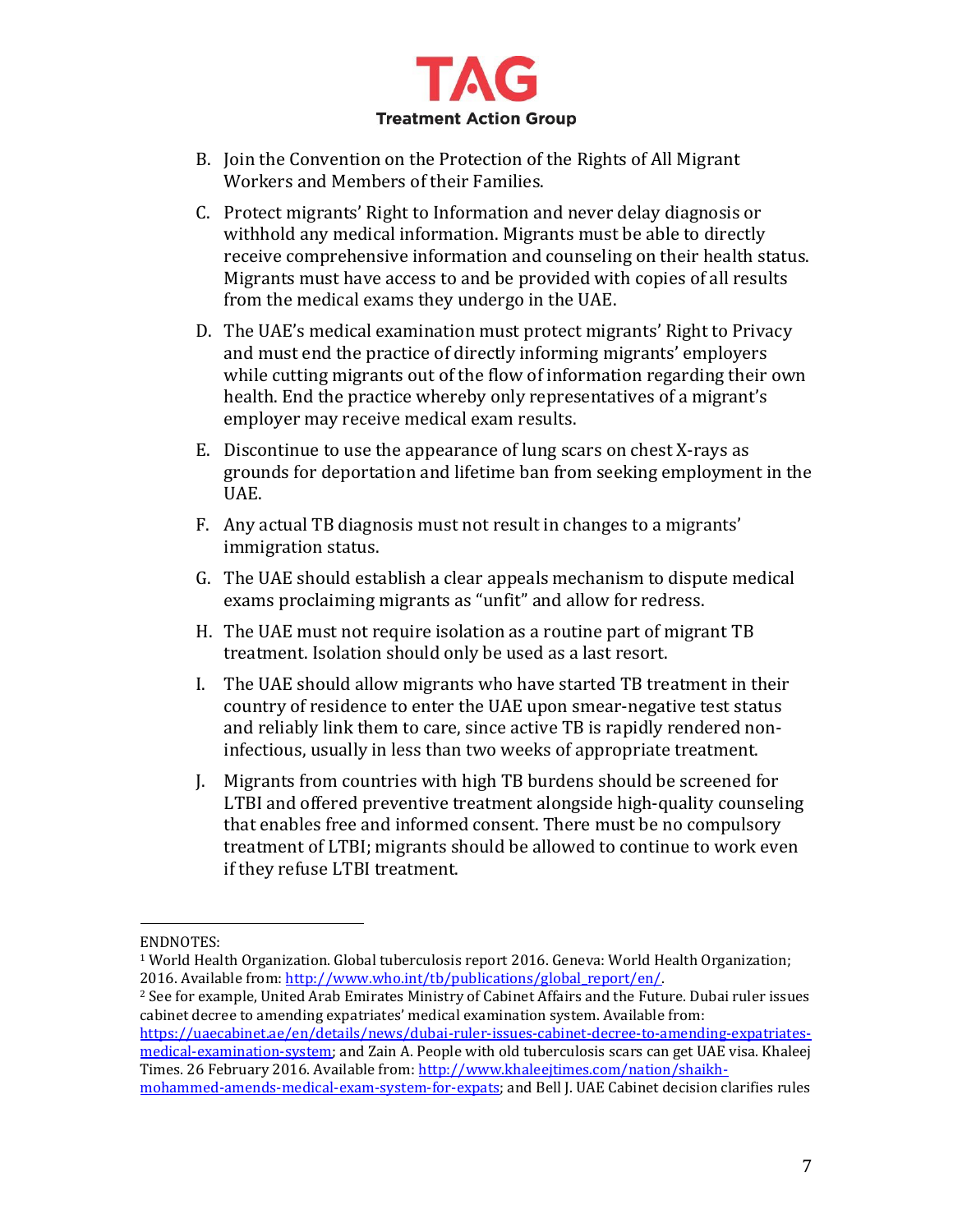B. Join the Convention on the Protection of the Rights of All Migrant Workers and Members of their Families.

C. Protect migrants' Right to Information and never delay diagnosis or withhold any medical information. Migrants must be able to directly receive comprehensive information and counseling on their health status. Migrants must have access to and be provided with copies of all results from the medical exams they undergo in the UAE.

D. The UAE's medical examination must protect migrants' Right to Privacy and must end the practice of directly informing migrants' employers while cutting migrants out of the flow of information regarding their own health. End the practice whereby only representatives of a migrant's employer may receive medical exam results.

E. Discontinue to use the appearance of lung scars on chest X-rays as grounds for deportation and lifetime ban from seeking employment in the UAE.

F. Any actual TB diagnosis must not result in changes to a migrants' immigration status.

G. The UAE should establish a clear appeals mechanism to dispute medical exams proclaiming migrants as "unfit" and allow for redress.

H. The UAE must not require isolation as a routine part of migrant TB treatment. Isolation should only be used as a last resort.

I. The UAE should allow migrants who have started TB treatment in their country of residence to enter the UAE upon smear-negative test status and reliably link them to care, since active TB is rapidly rendered non-infectious, usually in less than two weeks of appropriate treatment.

J. Migrants from countries with high TB burdens should be screened for LTBI and offered preventive treatment alongside high-quality counseling that enables free and informed consent. There must be no compulsory treatment of LTBI; migrants should be allowed to continue to work even if they refuse LTBI treatment.

---

ENDNOTES:

[1] World Health Organization. Global tuberculosis report 2016. Geneva: World Health Organization; 2016. Available from: http://www.who.int/tb/publications/global_report/en/.

[2] See for example, United Arab Emirates Ministry of Cabinet Affairs and the Future. Dubai ruler issues cabinet decree to amending expatriates' medical examination system. Available from: https://uaecabinet.ae/en/details/news/dubai-ruler-issues-cabinet-decree-to-amending-expatriates-medical-examination-system; and Zain A. People with old tuberculosis scars can get UAE visa. Khaleej Times. 26 February 2016. Available from: http://www.khaleejtimes.com/nation/shaikh-mohammed-amends-medical-exam-system-for-expats; and Bell J. UAE Cabinet decision clarifies rules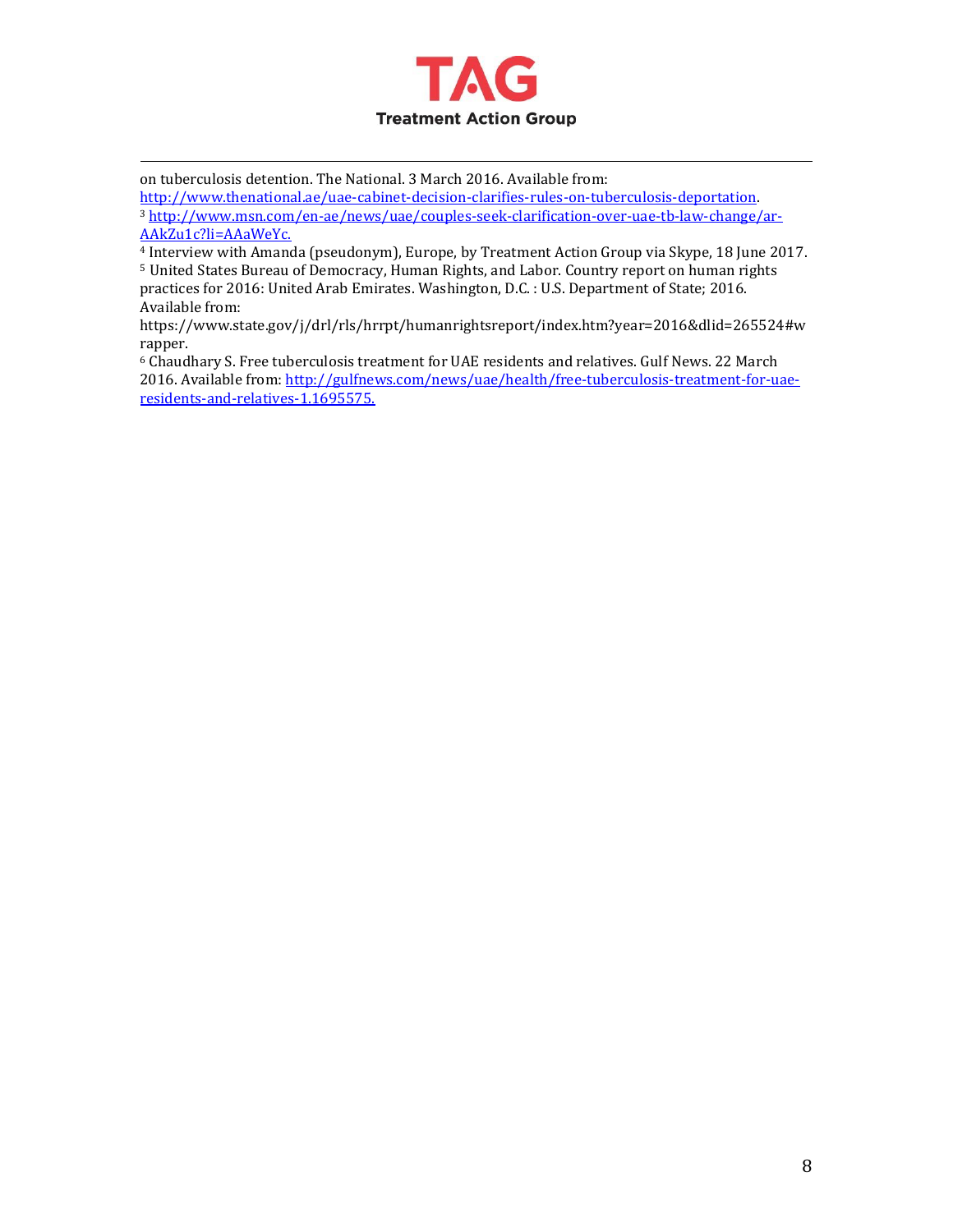on tuberculosis detention. The National. 3 March 2016. Available from: http://www.thenational.ae/uae-cabinet-decision-clarifies-rules-on-tuberculosis-deportation.

[3] http://www.msn.com/en-ae/news/uae/couples-seek-clarification-over-uae-tb-law-change/ar-AAkZu1c?li=AAaWeYc.

[4] Interview with Amanda (pseudonym), Europe, by Treatment Action Group via Skype, 18 June 2017.

[5] United States Bureau of Democracy, Human Rights, and Labor. Country report on human rights practices for 2016: United Arab Emirates. Washington, D.C. : U.S. Department of State; 2016. Available from: https://www.state.gov/j/drl/rls/hrrpt/humanrightsreport/index.htm?year=2016&dlid=265524#wrapper.

[6] Chaudhary S. Free tuberculosis treatment for UAE residents and relatives. Gulf News. 22 March 2016. Available from: http://gulfnews.com/news/uae/health/free-tuberculosis-treatment-for-uae-residents-and-relatives-1.1695575.